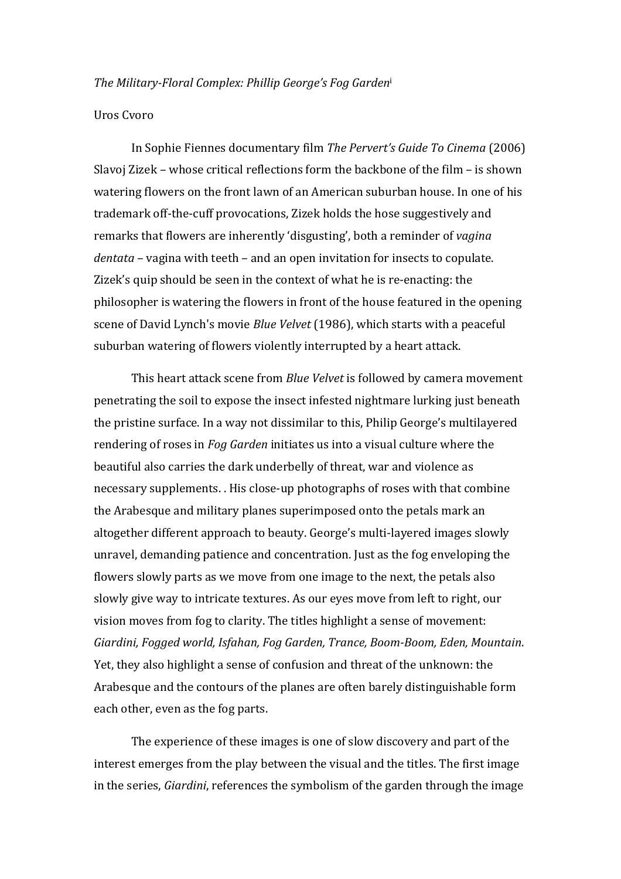*The Military-Floral Complex: Phillip George's Fog Garden*[i]

Uros Cvoro

In Sophie Fiennes documentary film *The Pervert's Guide To Cinema* (2006) Slavoj Zizek – whose critical reflections form the backbone of the film – is shown watering flowers on the front lawn of an American suburban house. In one of his trademark off-the-cuff provocations, Zizek holds the hose suggestively and remarks that flowers are inherently 'disgusting', both a reminder of *vagina dentata* – vagina with teeth – and an open invitation for insects to copulate. Zizek's quip should be seen in the context of what he is re-enacting: the philosopher is watering the flowers in front of the house featured in the opening scene of David Lynch's movie *Blue Velvet* (1986), which starts with a peaceful suburban watering of flowers violently interrupted by a heart attack.

This heart attack scene from *Blue Velvet* is followed by camera movement penetrating the soil to expose the insect infested nightmare lurking just beneath the pristine surface. In a way not dissimilar to this, Philip George's multilayered rendering of roses in *Fog Garden* initiates us into a visual culture where the beautiful also carries the dark underbelly of threat, war and violence as necessary supplements. . His close-up photographs of roses with that combine the Arabesque and military planes superimposed onto the petals mark an altogether different approach to beauty. George's multi-layered images slowly unravel, demanding patience and concentration. Just as the fog enveloping the flowers slowly parts as we move from one image to the next, the petals also slowly give way to intricate textures. As our eyes move from left to right, our vision moves from fog to clarity. The titles highlight a sense of movement: *Giardini, Fogged world, Isfahan, Fog Garden, Trance, Boom-Boom, Eden, Mountain*. Yet, they also highlight a sense of confusion and threat of the unknown: the Arabesque and the contours of the planes are often barely distinguishable form each other, even as the fog parts.

The experience of these images is one of slow discovery and part of the interest emerges from the play between the visual and the titles. The first image in the series, *Giardini*, references the symbolism of the garden through the image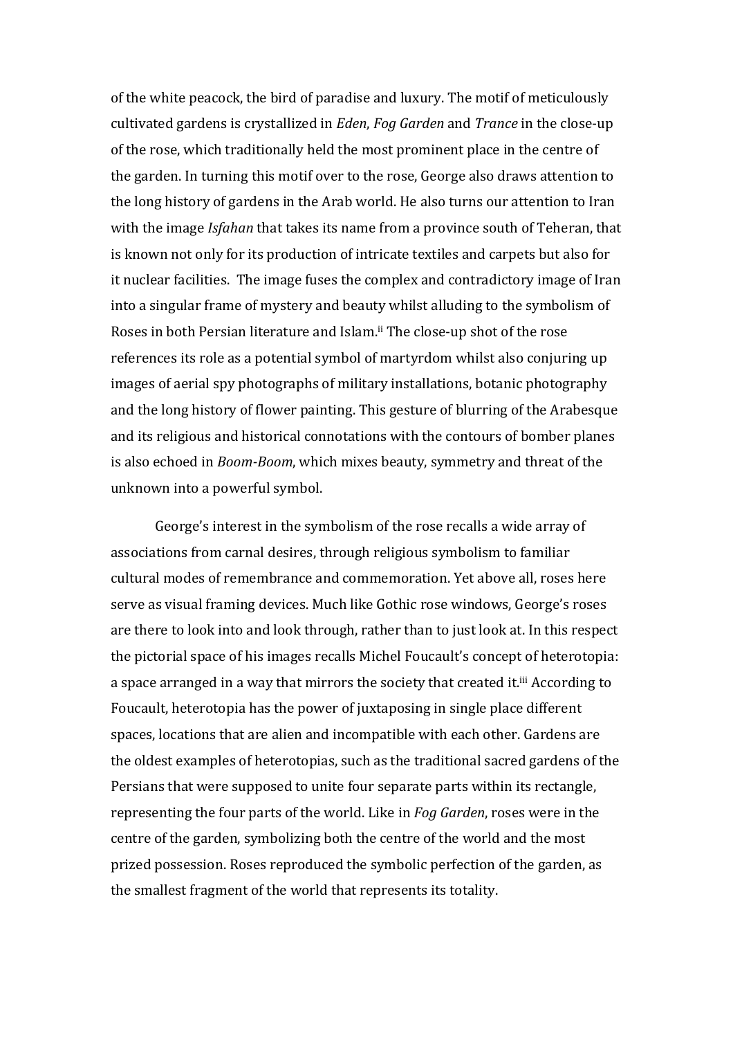of the white peacock, the bird of paradise and luxury. The motif of meticulously cultivated gardens is crystallized in *Eden*, *Fog Garden* and *Trance* in the close-up of the rose, which traditionally held the most prominent place in the centre of the garden. In turning this motif over to the rose, George also draws attention to the long history of gardens in the Arab world. He also turns our attention to Iran with the image *Isfahan* that takes its name from a province south of Teheran, that is known not only for its production of intricate textiles and carpets but also for it nuclear facilities. The image fuses the complex and contradictory image of Iran into a singular frame of mystery and beauty whilst alluding to the symbolism of Roses in both Persian literature and Islam.[ii] The close-up shot of the rose references its role as a potential symbol of martyrdom whilst also conjuring up images of aerial spy photographs of military installations, botanic photography and the long history of flower painting. This gesture of blurring of the Arabesque and its religious and historical connotations with the contours of bomber planes is also echoed in *Boom-Boom*, which mixes beauty, symmetry and threat of the unknown into a powerful symbol.

George's interest in the symbolism of the rose recalls a wide array of associations from carnal desires, through religious symbolism to familiar cultural modes of remembrance and commemoration. Yet above all, roses here serve as visual framing devices. Much like Gothic rose windows, George's roses are there to look into and look through, rather than to just look at. In this respect the pictorial space of his images recalls Michel Foucault's concept of heterotopia: a space arranged in a way that mirrors the society that created it.[iii] According to Foucault, heterotopia has the power of juxtaposing in single place different spaces, locations that are alien and incompatible with each other. Gardens are the oldest examples of heterotopias, such as the traditional sacred gardens of the Persians that were supposed to unite four separate parts within its rectangle, representing the four parts of the world. Like in *Fog Garden*, roses were in the centre of the garden, symbolizing both the centre of the world and the most prized possession. Roses reproduced the symbolic perfection of the garden, as the smallest fragment of the world that represents its totality.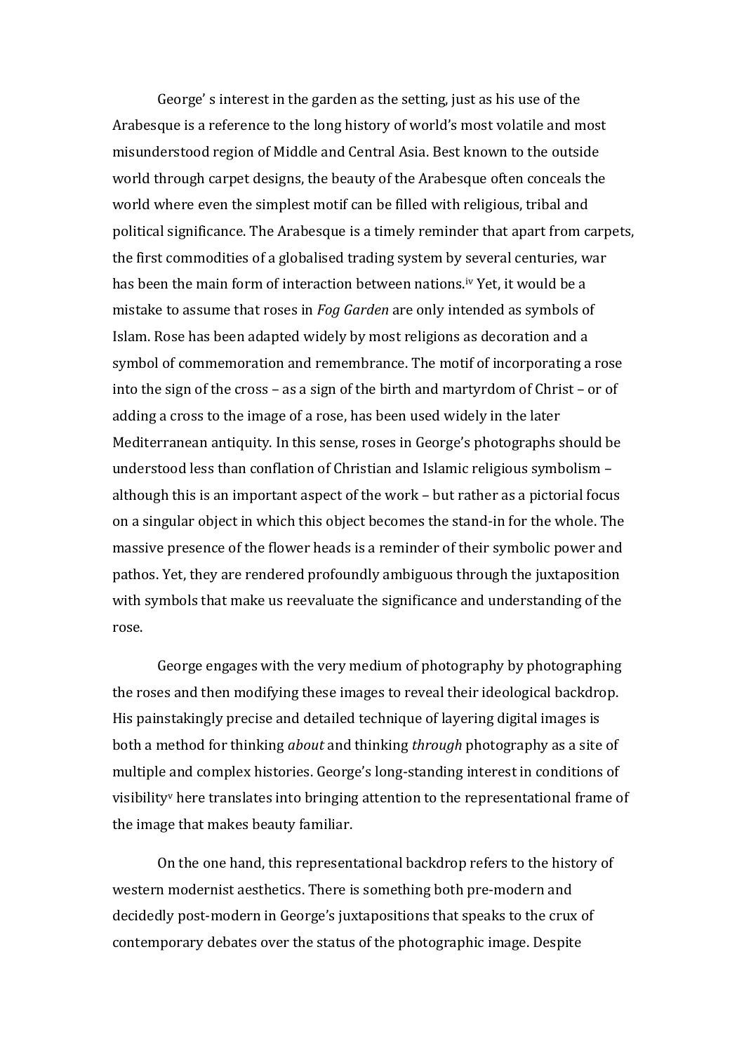George' s interest in the garden as the setting, just as his use of the Arabesque is a reference to the long history of world's most volatile and most misunderstood region of Middle and Central Asia. Best known to the outside world through carpet designs, the beauty of the Arabesque often conceals the world where even the simplest motif can be filled with religious, tribal and political significance. The Arabesque is a timely reminder that apart from carpets, the first commodities of a globalised trading system by several centuries, war has been the main form of interaction between nations.[iv] Yet, it would be a mistake to assume that roses in *Fog Garden* are only intended as symbols of Islam. Rose has been adapted widely by most religions as decoration and a symbol of commemoration and remembrance. The motif of incorporating a rose into the sign of the cross – as a sign of the birth and martyrdom of Christ – or of adding a cross to the image of a rose, has been used widely in the later Mediterranean antiquity. In this sense, roses in George's photographs should be understood less than conflation of Christian and Islamic religious symbolism – although this is an important aspect of the work – but rather as a pictorial focus on a singular object in which this object becomes the stand-in for the whole. The massive presence of the flower heads is a reminder of their symbolic power and pathos. Yet, they are rendered profoundly ambiguous through the juxtaposition with symbols that make us reevaluate the significance and understanding of the rose.

George engages with the very medium of photography by photographing the roses and then modifying these images to reveal their ideological backdrop. His painstakingly precise and detailed technique of layering digital images is both a method for thinking *about* and thinking *through* photography as a site of multiple and complex histories. George's long-standing interest in conditions of visibility[v] here translates into bringing attention to the representational frame of the image that makes beauty familiar.

On the one hand, this representational backdrop refers to the history of western modernist aesthetics. There is something both pre-modern and decidedly post-modern in George's juxtapositions that speaks to the crux of contemporary debates over the status of the photographic image. Despite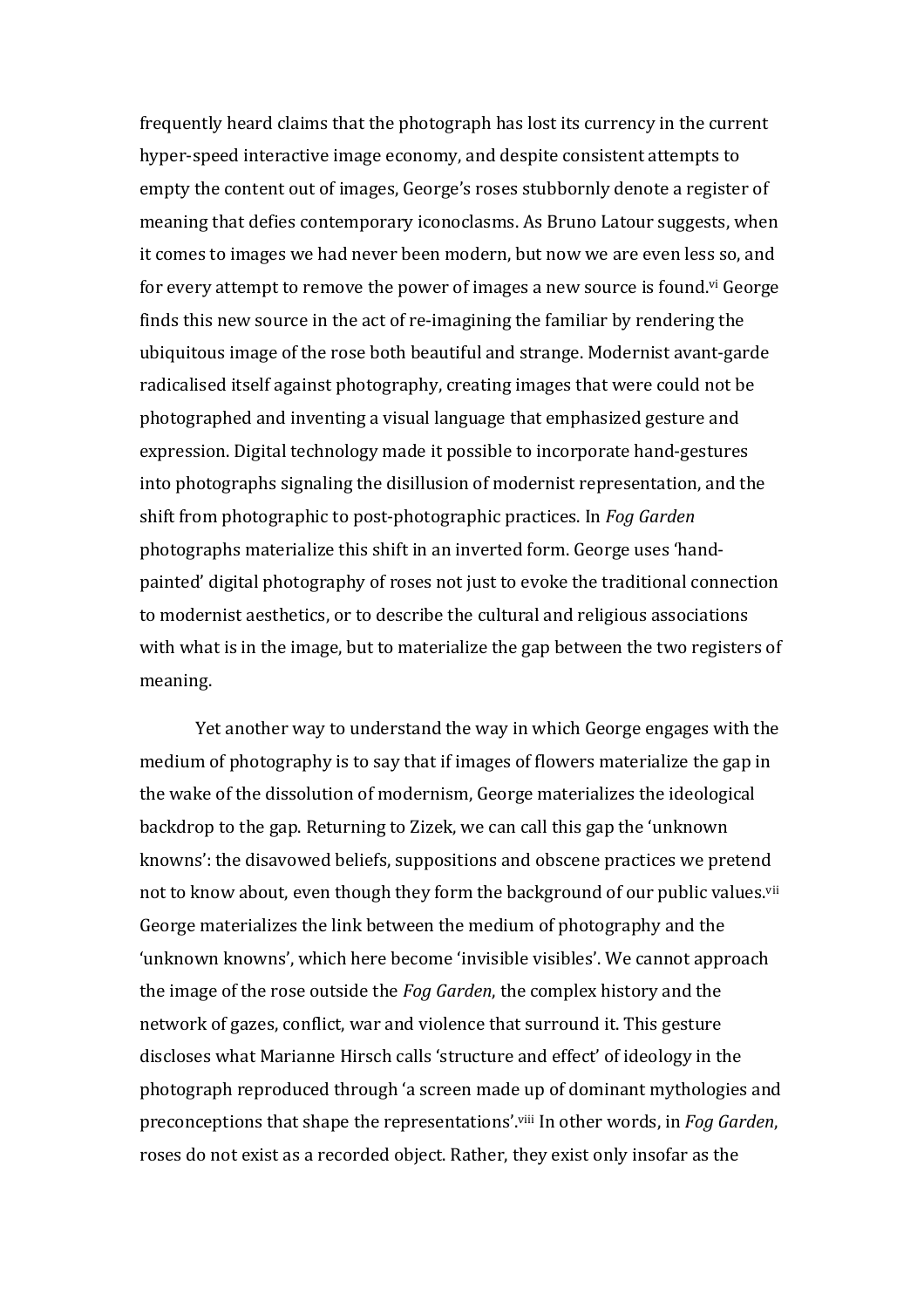frequently heard claims that the photograph has lost its currency in the current hyper-speed interactive image economy, and despite consistent attempts to empty the content out of images, George's roses stubbornly denote a register of meaning that defies contemporary iconoclasms. As Bruno Latour suggests, when it comes to images we had never been modern, but now we are even less so, and for every attempt to remove the power of images a new source is found.[vi] George finds this new source in the act of re-imagining the familiar by rendering the ubiquitous image of the rose both beautiful and strange. Modernist avant-garde radicalised itself against photography, creating images that were could not be photographed and inventing a visual language that emphasized gesture and expression. Digital technology made it possible to incorporate hand-gestures into photographs signaling the disillusion of modernist representation, and the shift from photographic to post-photographic practices. In *Fog Garden* photographs materialize this shift in an inverted form. George uses 'hand-painted' digital photography of roses not just to evoke the traditional connection to modernist aesthetics, or to describe the cultural and religious associations with what is in the image, but to materialize the gap between the two registers of meaning.

Yet another way to understand the way in which George engages with the medium of photography is to say that if images of flowers materialize the gap in the wake of the dissolution of modernism, George materializes the ideological backdrop to the gap. Returning to Zizek, we can call this gap the 'unknown knowns': the disavowed beliefs, suppositions and obscene practices we pretend not to know about, even though they form the background of our public values.[vii] George materializes the link between the medium of photography and the 'unknown knowns', which here become 'invisible visibles'. We cannot approach the image of the rose outside the *Fog Garden*, the complex history and the network of gazes, conflict, war and violence that surround it. This gesture discloses what Marianne Hirsch calls 'structure and effect' of ideology in the photograph reproduced through 'a screen made up of dominant mythologies and preconceptions that shape the representations'.[viii] In other words, in *Fog Garden*, roses do not exist as a recorded object. Rather, they exist only insofar as the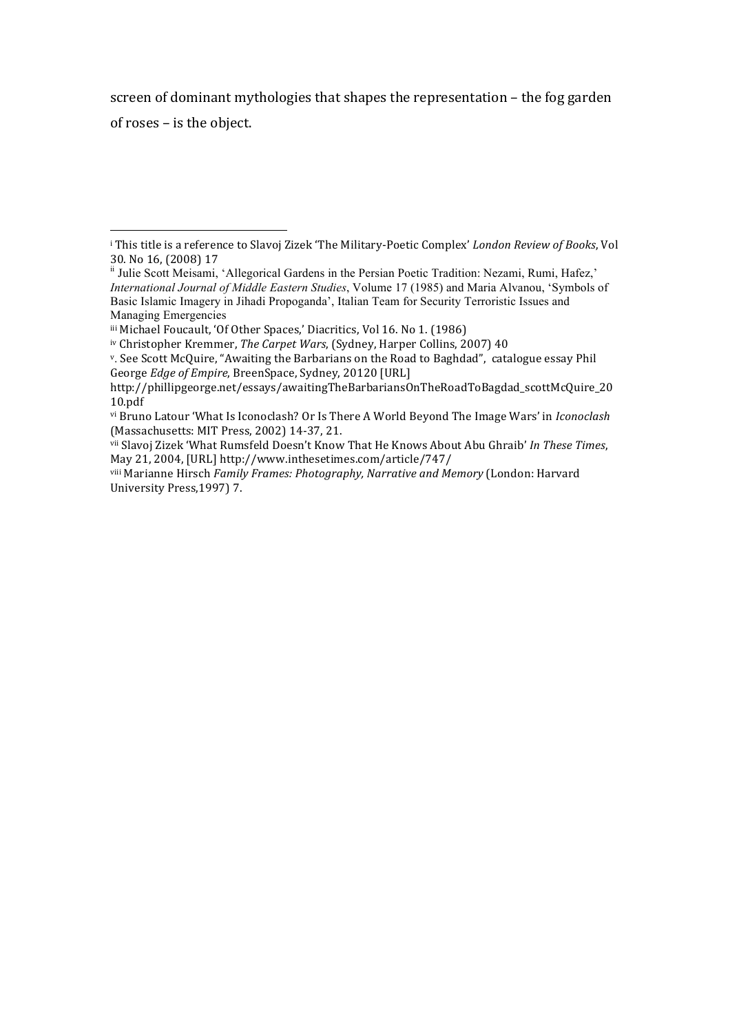screen of dominant mythologies that shapes the representation – the fog garden of roses – is the object.

---

[i] This title is a reference to Slavoj Zizek 'The Military-Poetic Complex' *London Review of Books*, Vol 30. No 16, (2008) 17

[ii] Julie Scott Meisami, 'Allegorical Gardens in the Persian Poetic Tradition: Nezami, Rumi, Hafez,' *International Journal of Middle Eastern Studies*, Volume 17 (1985) and Maria Alvanou, 'Symbols of Basic Islamic Imagery in Jihadi Propoganda', Italian Team for Security Terroristic Issues and Managing Emergencies

[iii] Michael Foucault, 'Of Other Spaces,' Diacritics, Vol 16. No 1. (1986)

[iv] Christopher Kremmer, *The Carpet Wars*, (Sydney, Harper Collins, 2007) 40

[v]. See Scott McQuire, "Awaiting the Barbarians on the Road to Baghdad", catalogue essay Phil George *Edge of Empire*, BreenSpace, Sydney, 20120 [URL] http://phillipgeorge.net/essays/awaitingTheBarbariansOnTheRoadToBagdad_scottMcQuire_2010.pdf

[vi] Bruno Latour 'What Is Iconoclash? Or Is There A World Beyond The Image Wars' in *Iconoclash* (Massachusetts: MIT Press, 2002) 14-37, 21.

[vii] Slavoj Zizek 'What Rumsfeld Doesn't Know That He Knows About Abu Ghraib' *In These Times*, May 21, 2004, [URL] http://www.inthesetimes.com/article/747/

[viii] Marianne Hirsch *Family Frames: Photography, Narrative and Memory* (London: Harvard University Press,1997) 7.